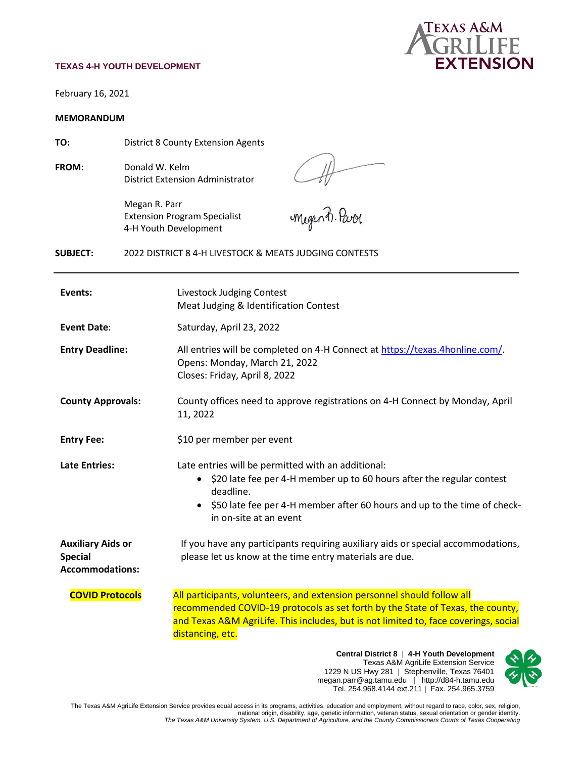**TEXAS 4-H YOUTH DEVELOPMENT**

February 16, 2021

**MEMORANDUM**

**TO:** District 8 County Extension Agents

**FROM:** Donald W. Kelm
District Extension Administrator

Megan R. Parr
Extension Program Specialist
4-H Youth Development

**SUBJECT:** 2022 DISTRICT 8 4-H LIVESTOCK & MEATS JUDGING CONTESTS

---

**Events:** Livestock Judging Contest
Meat Judging & Identification Contest

**Event Date:** Saturday, April 23, 2022

**Entry Deadline:** All entries will be completed on 4-H Connect at https://texas.4honline.com/.
Opens: Monday, March 21, 2022
Closes: Friday, April 8, 2022

**County Approvals:** County offices need to approve registrations on 4-H Connect by Monday, April 11, 2022

**Entry Fee:** $10 per member per event

**Late Entries:** Late entries will be permitted with an additional:

- $20 late fee per 4-H member up to 60 hours after the regular contest deadline.
- $50 late fee per 4-H member after 60 hours and up to the time of check-in on-site at an event

**Auxiliary Aids or Special Accommodations:** If you have any participants requiring auxiliary aids or special accommodations, please let us know at the time entry materials are due.

**COVID Protocols** All participants, volunteers, and extension personnel should follow all recommended COVID-19 protocols as set forth by the State of Texas, the county, and Texas A&M AgriLife. This includes, but is not limited to, face coverings, social distancing, etc.

**Central District 8** | **4-H Youth Development**
Texas A&M AgriLife Extension Service
1229 N US Hwy 281 | Stephenville, Texas 76401
megan.parr@ag.tamu.edu | http://d84-h.tamu.edu
Tel. 254.968.4144 ext.211 | Fax. 254.965.3759

The Texas A&M AgriLife Extension Service provides equal access in its programs, activities, education and employment, without regard to race, color, sex, religion, national origin, disability, age, genetic information, veteran status, sexual orientation or gender identity.
*The Texas A&M University System, U.S. Department of Agriculture, and the County Commissioners Courts of Texas Cooperating*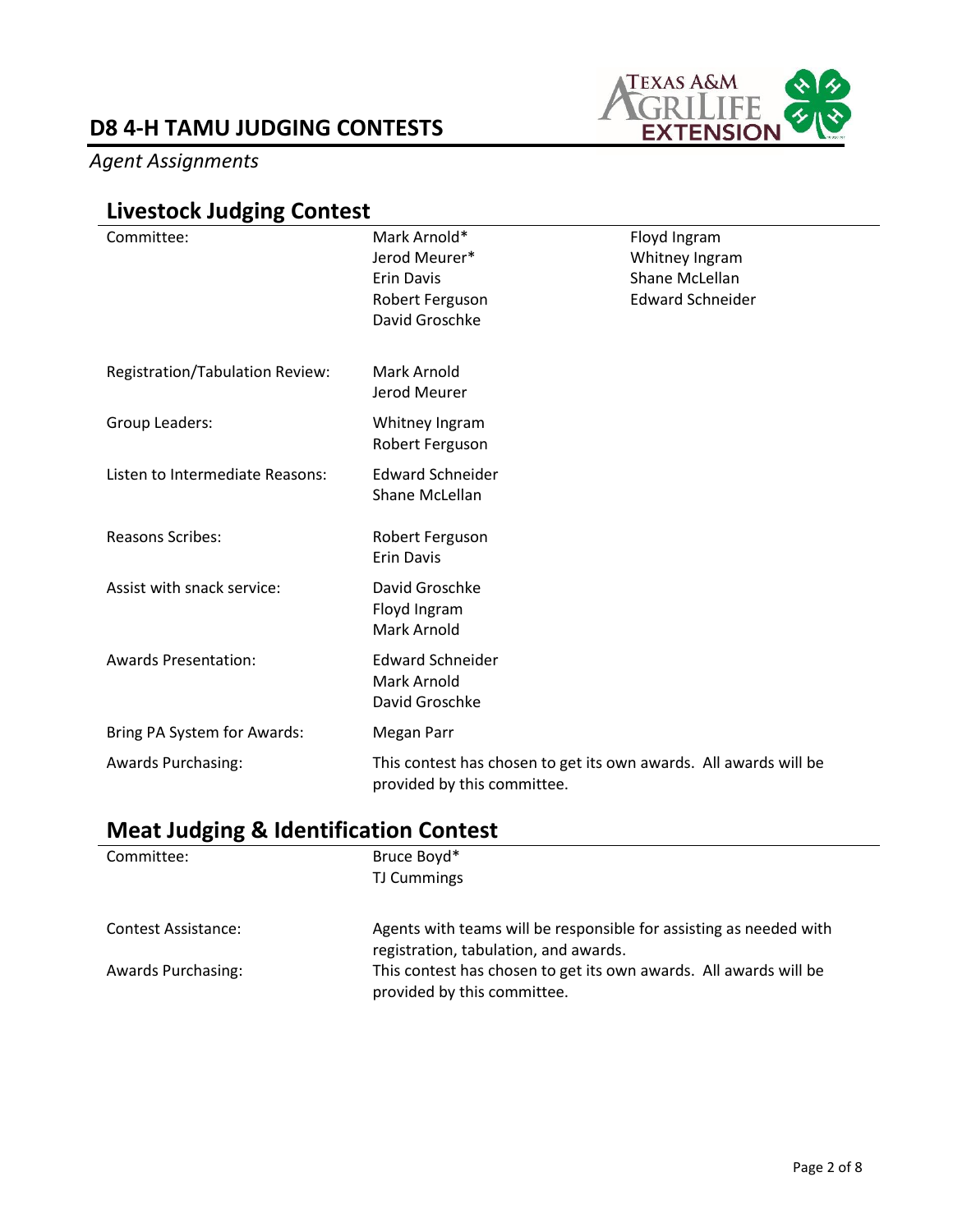# D8 4-H TAMU JUDGING CONTESTS

*Agent Assignments*

## Livestock Judging Contest

| | | |
|---|---|---|
| Committee: | Mark Arnold*<br>Jerod Meurer*<br>Erin Davis<br>Robert Ferguson<br>David Groschke | Floyd Ingram<br>Whitney Ingram<br>Shane McLellan<br>Edward Schneider |
| Registration/Tabulation Review: | Mark Arnold<br>Jerod Meurer | |
| Group Leaders: | Whitney Ingram<br>Robert Ferguson | |
| Listen to Intermediate Reasons: | Edward Schneider<br>Shane McLellan | |
| Reasons Scribes: | Robert Ferguson<br>Erin Davis | |
| Assist with snack service: | David Groschke<br>Floyd Ingram<br>Mark Arnold | |
| Awards Presentation: | Edward Schneider<br>Mark Arnold<br>David Groschke | |
| Bring PA System for Awards: | Megan Parr | |
| Awards Purchasing: | This contest has chosen to get its own awards. All awards will be provided by this committee. | |

## Meat Judging & Identification Contest

| | |
|---|---|
| Committee: | Bruce Boyd*<br>TJ Cummings |
| Contest Assistance: | Agents with teams will be responsible for assisting as needed with registration, tabulation, and awards. |
| Awards Purchasing: | This contest has chosen to get its own awards. All awards will be provided by this committee. |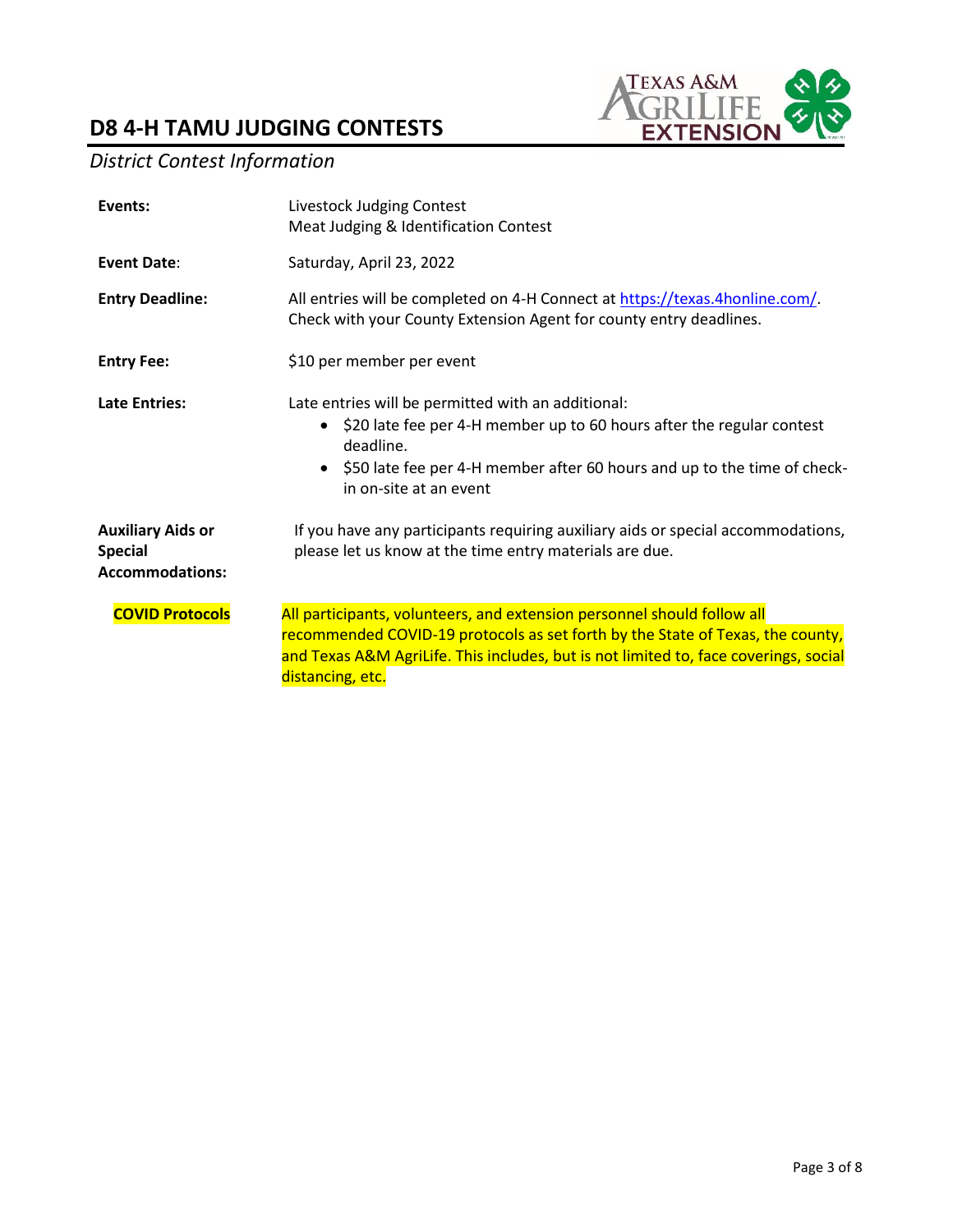# D8 4-H TAMU JUDGING CONTESTS

*District Contest Information*

**Events:** Livestock Judging Contest
Meat Judging & Identification Contest

**Event Date**: Saturday, April 23, 2022

**Entry Deadline:** All entries will be completed on 4-H Connect at https://texas.4honline.com/. Check with your County Extension Agent for county entry deadlines.

**Entry Fee:** $10 per member per event

**Late Entries:** Late entries will be permitted with an additional:

- $20 late fee per 4-H member up to 60 hours after the regular contest deadline.
- $50 late fee per 4-H member after 60 hours and up to the time of check-in on-site at an event

**Auxiliary Aids or Special Accommodations:** If you have any participants requiring auxiliary aids or special accommodations, please let us know at the time entry materials are due.

**COVID Protocols** All participants, volunteers, and extension personnel should follow all recommended COVID-19 protocols as set forth by the State of Texas, the county, and Texas A&M AgriLife. This includes, but is not limited to, face coverings, social distancing, etc.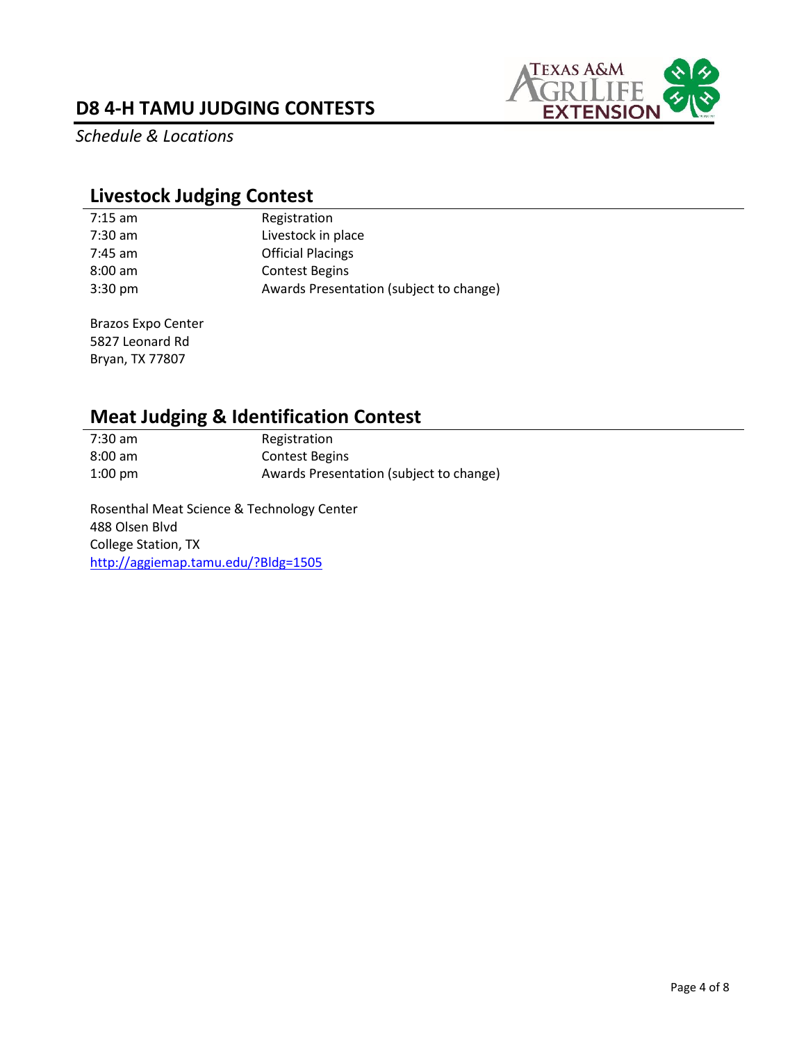# D8 4-H TAMU JUDGING CONTESTS

*Schedule & Locations*

## Livestock Judging Contest

| | |
|---|---|
| 7:15 am | Registration |
| 7:30 am | Livestock in place |
| 7:45 am | Official Placings |
| 8:00 am | Contest Begins |
| 3:30 pm | Awards Presentation (subject to change) |

Brazos Expo Center
5827 Leonard Rd
Bryan, TX 77807

## Meat Judging & Identification Contest

| | |
|---|---|
| 7:30 am | Registration |
| 8:00 am | Contest Begins |
| 1:00 pm | Awards Presentation (subject to change) |

Rosenthal Meat Science & Technology Center
488 Olsen Blvd
College Station, TX
http://aggiemap.tamu.edu/?Bldg=1505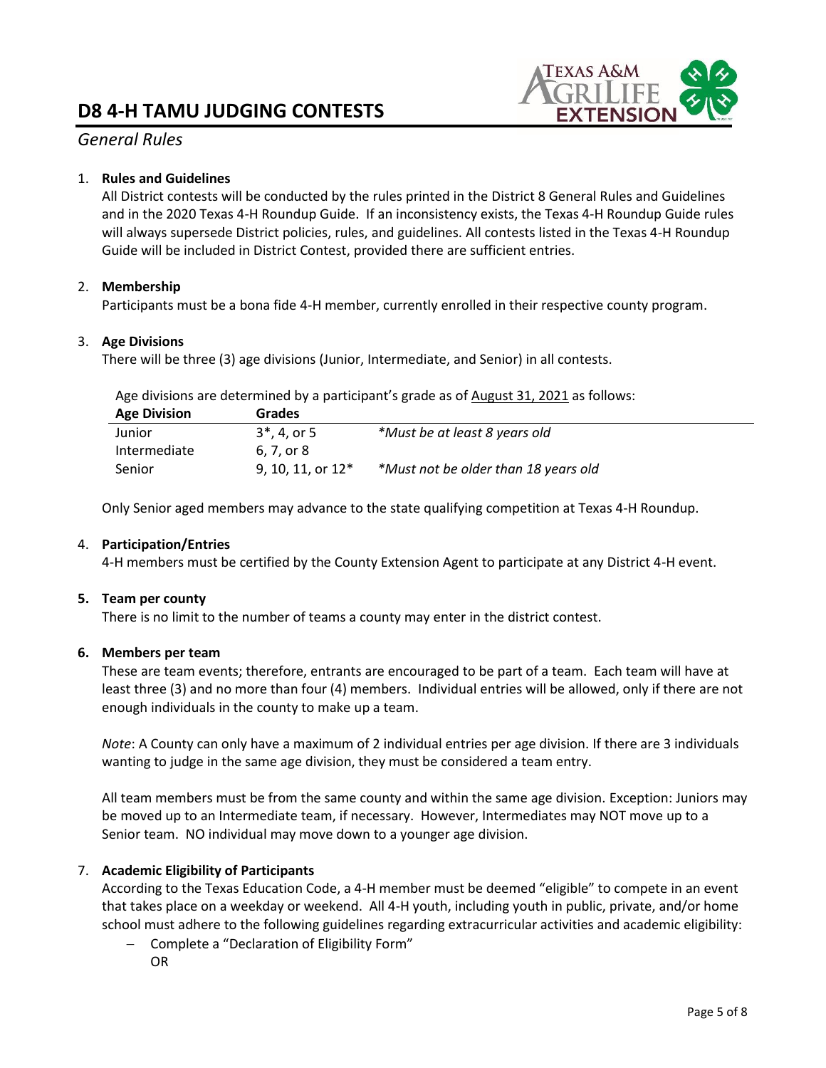# D8 4-H TAMU JUDGING CONTESTS

## *General Rules*

1. **Rules and Guidelines**
   All District contests will be conducted by the rules printed in the District 8 General Rules and Guidelines and in the 2020 Texas 4-H Roundup Guide. If an inconsistency exists, the Texas 4-H Roundup Guide rules will always supersede District policies, rules, and guidelines. All contests listed in the Texas 4-H Roundup Guide will be included in District Contest, provided there are sufficient entries.

2. **Membership**
   Participants must be a bona fide 4-H member, currently enrolled in their respective county program.

3. **Age Divisions**
   There will be three (3) age divisions (Junior, Intermediate, and Senior) in all contests.

   Age divisions are determined by a participant's grade as of August 31, 2021 as follows:

   | Age Division | Grades | |
   |---|---|---|
   | Junior | 3*, 4, or 5 | *\*Must be at least 8 years old* |
   | Intermediate | 6, 7, or 8 | |
   | Senior | 9, 10, 11, or 12* | *\*Must not be older than 18 years old* |

   Only Senior aged members may advance to the state qualifying competition at Texas 4-H Roundup.

4. **Participation/Entries**
   4-H members must be certified by the County Extension Agent to participate at any District 4-H event.

5. **Team per county**
   There is no limit to the number of teams a county may enter in the district contest.

6. **Members per team**
   These are team events; therefore, entrants are encouraged to be part of a team. Each team will have at least three (3) and no more than four (4) members. Individual entries will be allowed, only if there are not enough individuals in the county to make up a team.

   *Note*: A County can only have a maximum of 2 individual entries per age division. If there are 3 individuals wanting to judge in the same age division, they must be considered a team entry.

   All team members must be from the same county and within the same age division. Exception: Juniors may be moved up to an Intermediate team, if necessary. However, Intermediates may NOT move up to a Senior team. NO individual may move down to a younger age division.

7. **Academic Eligibility of Participants**
   According to the Texas Education Code, a 4-H member must be deemed "eligible" to compete in an event that takes place on a weekday or weekend. All 4-H youth, including youth in public, private, and/or home school must adhere to the following guidelines regarding extracurricular activities and academic eligibility:
   - Complete a "Declaration of Eligibility Form"
     OR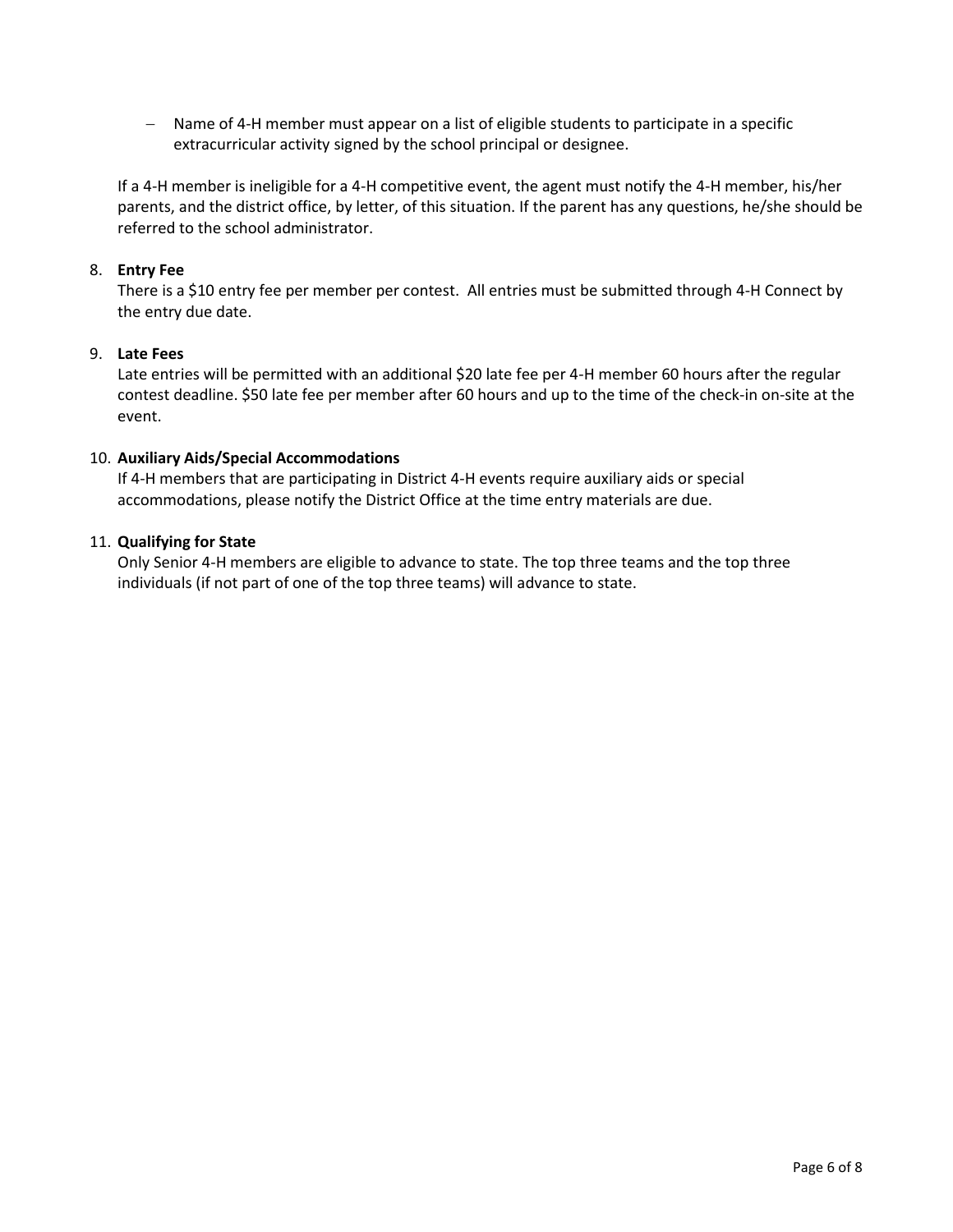- Name of 4-H member must appear on a list of eligible students to participate in a specific extracurricular activity signed by the school principal or designee.

If a 4-H member is ineligible for a 4-H competitive event, the agent must notify the 4-H member, his/her parents, and the district office, by letter, of this situation. If the parent has any questions, he/she should be referred to the school administrator.

8. **Entry Fee**
   There is a $10 entry fee per member per contest. All entries must be submitted through 4-H Connect by the entry due date.

9. **Late Fees**
   Late entries will be permitted with an additional $20 late fee per 4-H member 60 hours after the regular contest deadline. $50 late fee per member after 60 hours and up to the time of the check-in on-site at the event.

10. **Auxiliary Aids/Special Accommodations**
    If 4-H members that are participating in District 4-H events require auxiliary aids or special accommodations, please notify the District Office at the time entry materials are due.

11. **Qualifying for State**
    Only Senior 4-H members are eligible to advance to state. The top three teams and the top three individuals (if not part of one of the top three teams) will advance to state.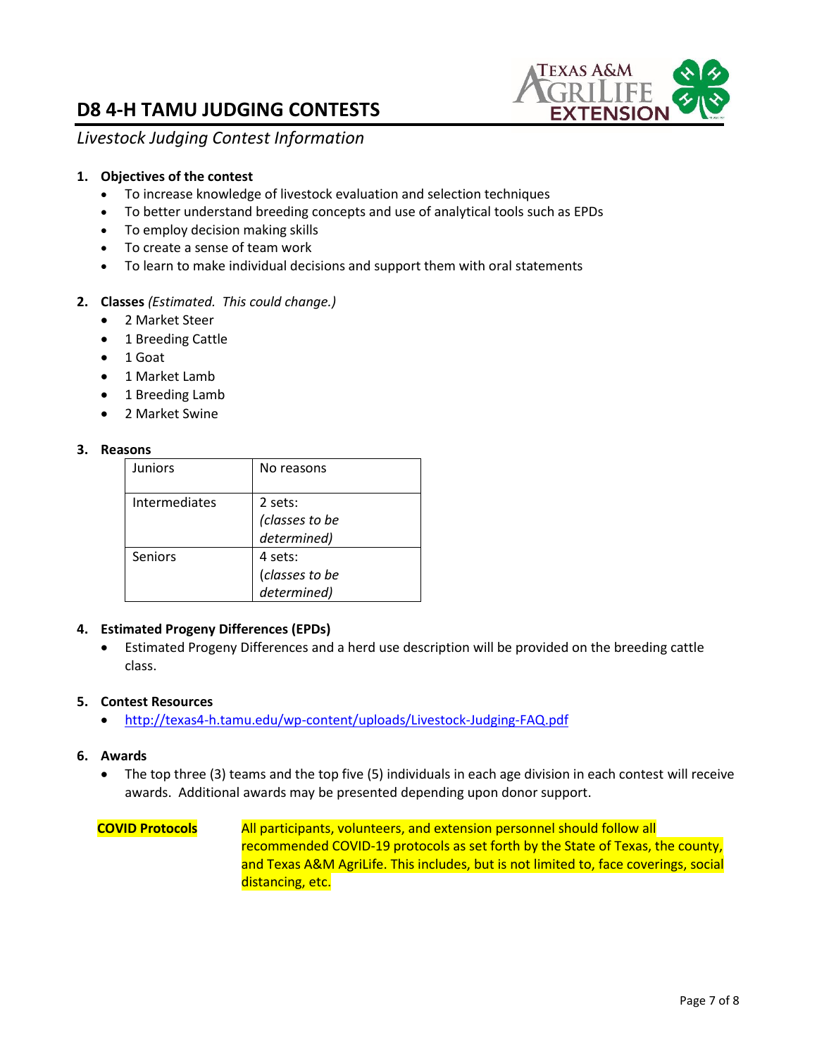# D8 4-H TAMU JUDGING CONTESTS

*Livestock Judging Contest Information*

1. **Objectives of the contest**
   - To increase knowledge of livestock evaluation and selection techniques
   - To better understand breeding concepts and use of analytical tools such as EPDs
   - To employ decision making skills
   - To create a sense of team work
   - To learn to make individual decisions and support them with oral statements

2. **Classes** *(Estimated. This could change.)*
   - 2 Market Steer
   - 1 Breeding Cattle
   - 1 Goat
   - 1 Market Lamb
   - 1 Breeding Lamb
   - 2 Market Swine

3. **Reasons**

| | |
|---|---|
| Juniors | No reasons |
| Intermediates | 2 sets: *(classes to be determined)* |
| Seniors | 4 sets: *(classes to be determined)* |

4. **Estimated Progeny Differences (EPDs)**
   - Estimated Progeny Differences and a herd use description will be provided on the breeding cattle class.

5. **Contest Resources**
   - http://texas4-h.tamu.edu/wp-content/uploads/Livestock-Judging-FAQ.pdf

6. **Awards**
   - The top three (3) teams and the top five (5) individuals in each age division in each contest will receive awards. Additional awards may be presented depending upon donor support.

**COVID Protocols** All participants, volunteers, and extension personnel should follow all recommended COVID-19 protocols as set forth by the State of Texas, the county, and Texas A&M AgriLife. This includes, but is not limited to, face coverings, social distancing, etc.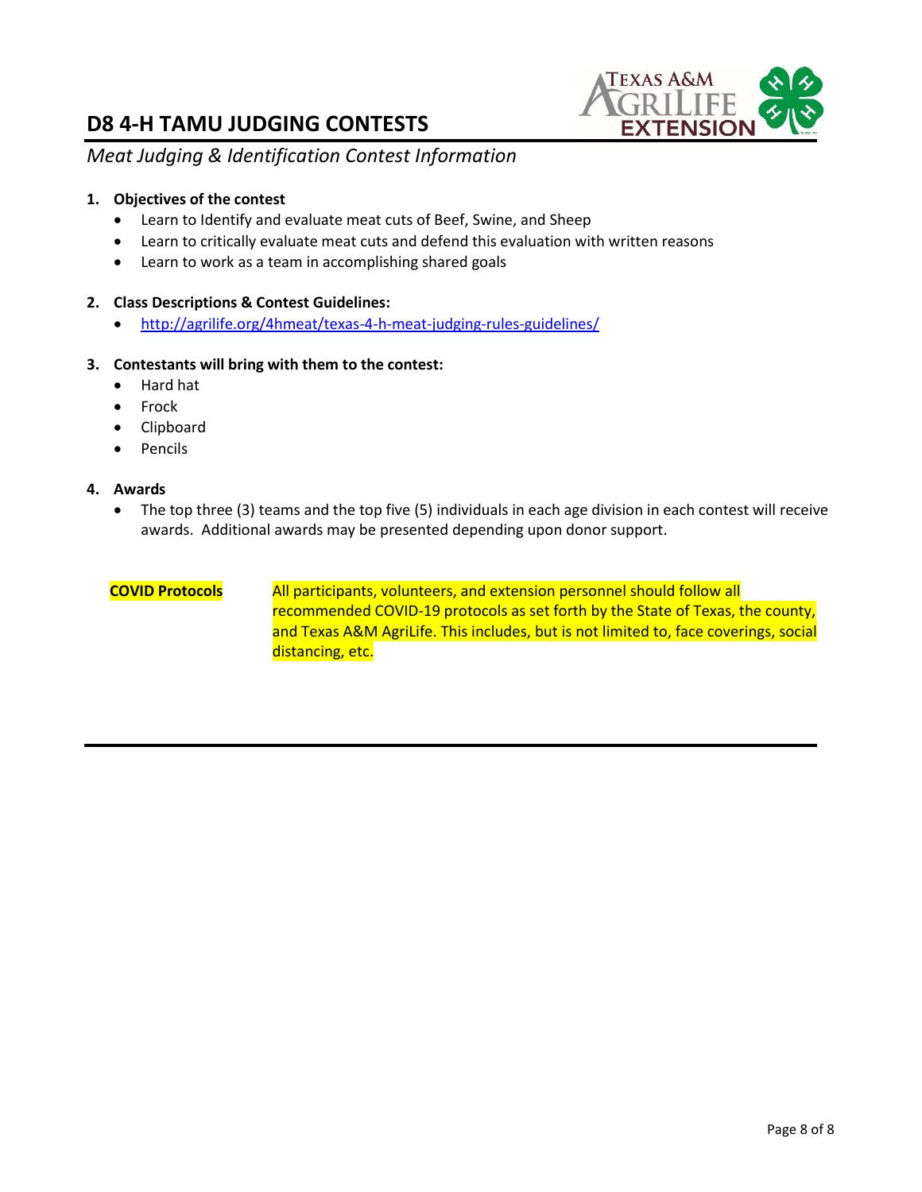# D8 4-H TAMU JUDGING CONTESTS

*Meat Judging & Identification Contest Information*

1. **Objectives of the contest**
   - Learn to Identify and evaluate meat cuts of Beef, Swine, and Sheep
   - Learn to critically evaluate meat cuts and defend this evaluation with written reasons
   - Learn to work as a team in accomplishing shared goals

2. **Class Descriptions & Contest Guidelines:**
   - http://agrilife.org/4hmeat/texas-4-h-meat-judging-rules-guidelines/

3. **Contestants will bring with them to the contest:**
   - Hard hat
   - Frock
   - Clipboard
   - Pencils

4. **Awards**
   - The top three (3) teams and the top five (5) individuals in each age division in each contest will receive awards. Additional awards may be presented depending upon donor support.

**COVID Protocols** All participants, volunteers, and extension personnel should follow all recommended COVID-19 protocols as set forth by the State of Texas, the county, and Texas A&M AgriLife. This includes, but is not limited to, face coverings, social distancing, etc.